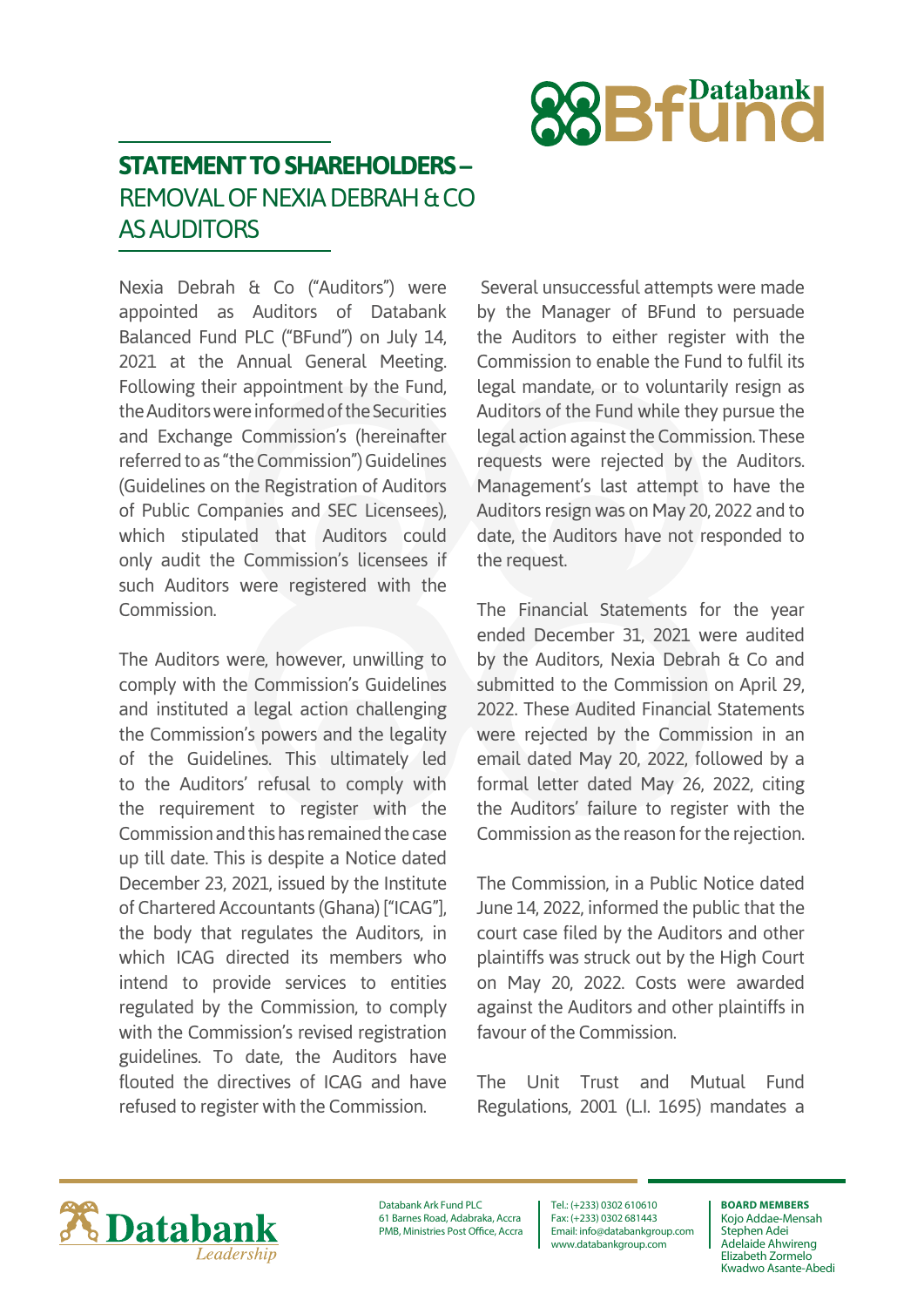# STATEMENT TO SHAREHOLDERS – REMOVAL OF NEXIA DEBRAH & CO AS AUDITORS

Nexia Debrah & Co ("Auditors") were appointed as Auditors of Databank Balanced Fund PLC ("BFund") on July 14, 2021 at the Annual General Meeting. Following their appointment by the Fund, the Auditors were informed of the Securities and Exchange Commission's (hereinafter referred to as "the Commission") Guidelines (Guidelines on the Registration of Auditors of Public Companies and SEC Licensees), which stipulated that Auditors could only audit the Commission's licensees if such Auditors were registered with the Commission.

The Auditors were, however, unwilling to comply with the Commission's Guidelines and instituted a legal action challenging the Commission's powers and the legality of the Guidelines. This ultimately led to the Auditors' refusal to comply with the requirement to register with the Commission and this has remained the case up till date. This is despite a Notice dated December 23, 2021, issued by the Institute of Chartered Accountants (Ghana) ["ICAG"], the body that regulates the Auditors, in which ICAG directed its members who intend to provide services to entities regulated by the Commission, to comply with the Commission's revised registration guidelines. To date, the Auditors have flouted the directives of ICAG and have refused to register with the Commission.

Several unsuccessful attempts were made by the Manager of BFund to persuade the Auditors to either register with the Commission to enable the Fund to fulfil its legal mandate, or to voluntarily resign as Auditors of the Fund while they pursue the legal action against the Commission. These requests were rejected by the Auditors. Management's last attempt to have the Auditors resign was on May 20, 2022 and to date, the Auditors have not responded to the request.

The Financial Statements for the year ended December 31, 2021 were audited by the Auditors, Nexia Debrah & Co and submitted to the Commission on April 29, 2022. These Audited Financial Statements were rejected by the Commission in an email dated May 20, 2022, followed by a formal letter dated May 26, 2022, citing the Auditors' failure to register with the Commission as the reason for the rejection.

The Commission, in a Public Notice dated June 14, 2022, informed the public that the court case filed by the Auditors and other plaintiffs was struck out by the High Court on May 20, 2022. Costs were awarded against the Auditors and other plaintiffs in favour of the Commission.

The Unit Trust and Mutual Fund Regulations, 2001 (L.I. 1695) mandates a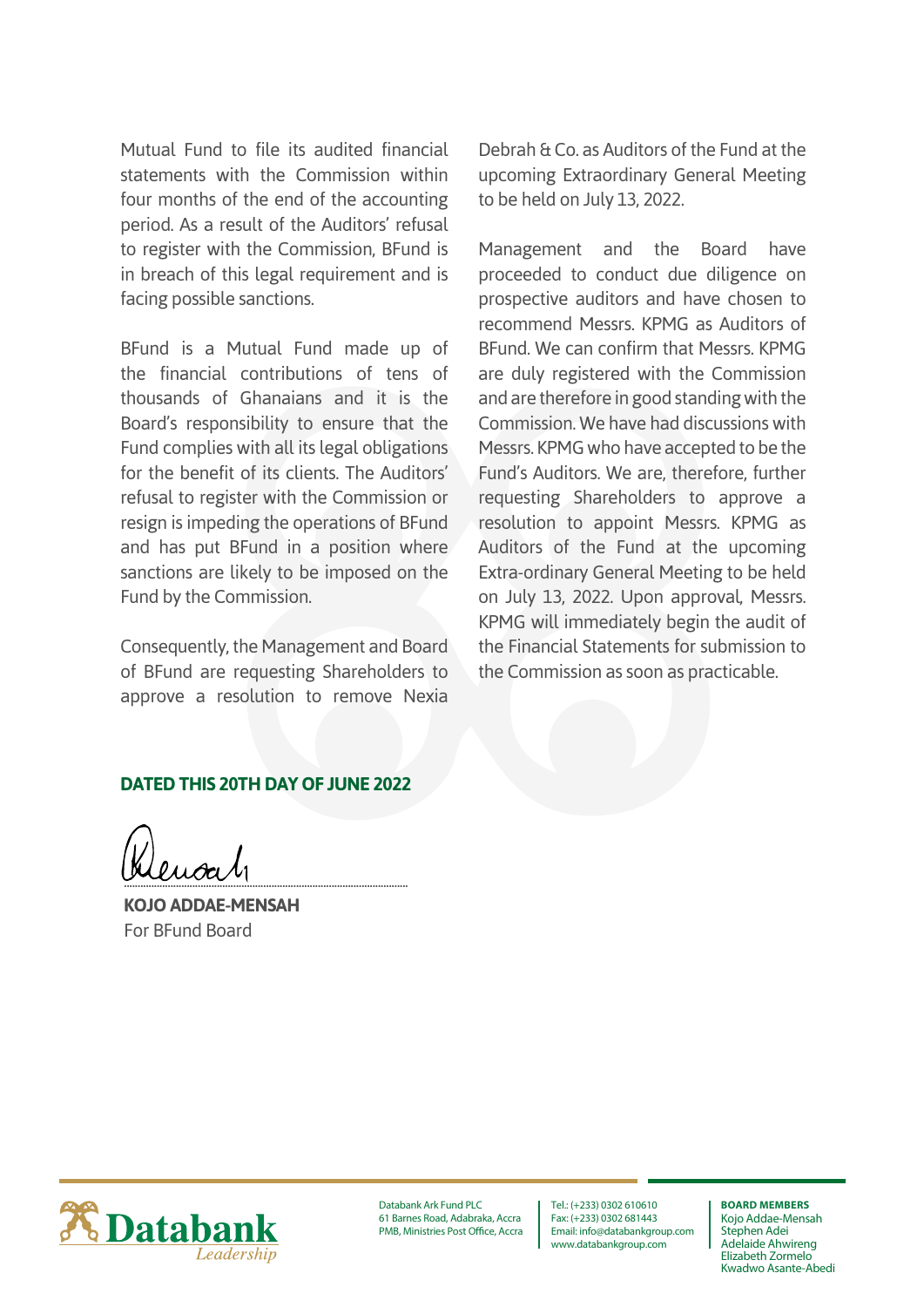Mutual Fund to file its audited financial statements with the Commission within four months of the end of the accounting period. As a result of the Auditors' refusal to register with the Commission, BFund is in breach of this legal requirement and is facing possible sanctions.

BFund is a Mutual Fund made up of the financial contributions of tens of thousands of Ghanaians and it is the Board's responsibility to ensure that the Fund complies with all its legal obligations for the benefit of its clients. The Auditors' refusal to register with the Commission or resign is impeding the operations of BFund and has put BFund in a position where sanctions are likely to be imposed on the Fund by the Commission.

Consequently, the Management and Board of BFund are requesting Shareholders to approve a resolution to remove Nexia Debrah & Co. as Auditors of the Fund at the upcoming Extraordinary General Meeting to be held on July 13, 2022.

Management and the Board have proceeded to conduct due diligence on prospective auditors and have chosen to recommend Messrs. KPMG as Auditors of BFund. We can confirm that Messrs. KPMG are duly registered with the Commission and are therefore in good standing with the Commission. We have had discussions with Messrs. KPMG who have accepted to be the Fund's Auditors. We are, therefore, further requesting Shareholders to approve a resolution to appoint Messrs. KPMG as Auditors of the Fund at the upcoming Extra-ordinary General Meeting to be held on July 13, 2022. Upon approval, Messrs. KPMG will immediately begin the audit of the Financial Statements for submission to the Commission as soon as practicable.

**DATED THIS 20TH DAY OF JUNE 2022**

**KOJO ADDAE-MENSAH**
For BFund Board

Databank Ark Fund PLC
61 Barnes Road, Adabraka, Accra
PMB, Ministries Post Office, Accra

Tel.: (+233) 0302 610610
Fax: (+233) 0302 681443
Email: info@databankgroup.com
www.databankgroup.com

**BOARD MEMBERS**
Kojo Addae-Mensah
Stephen Adei
Adelaide Ahwireng
Elizabeth Zormelo
Kwadwo Asante-Abedi